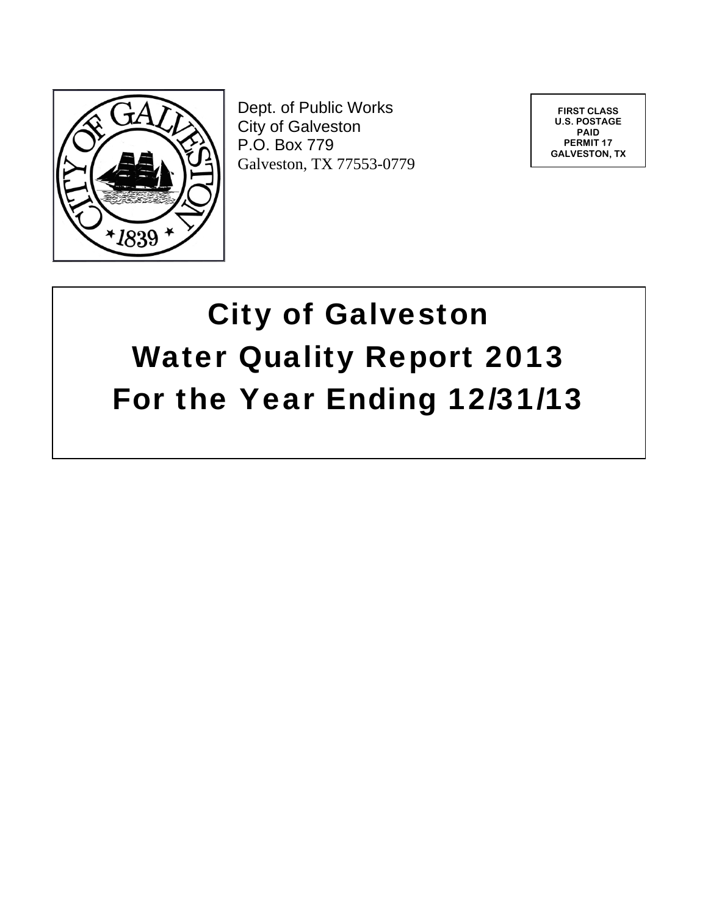Dept. of Public Works
City of Galveston
P.O. Box 779
Galveston, TX 77553-0779

**FIRST CLASS**
**U.S. POSTAGE**
**PAID**
**PERMIT 17**
**GALVESTON, TX**

# City of Galveston
# Water Quality Report 2013
# For the Year Ending 12/31/13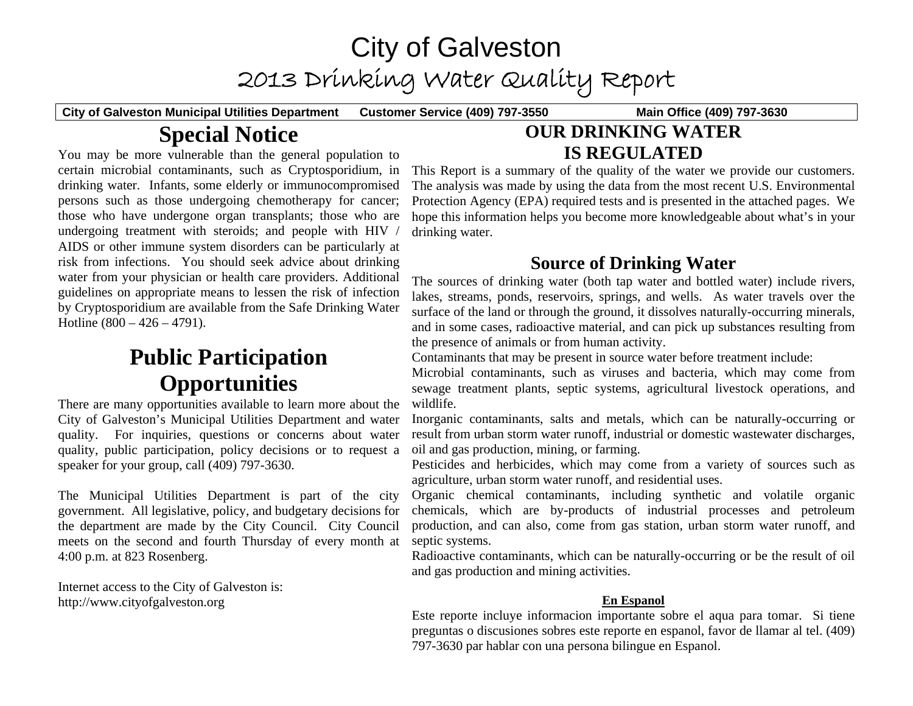# City of Galveston

## 2013 Drinking Water Quality Report

**City of Galveston Municipal Utilities Department      Customer Service (409) 797-3550      Main Office (409) 797-3630**

## Special Notice

You may be more vulnerable than the general population to certain microbial contaminants, such as Cryptosporidium, in drinking water. Infants, some elderly or immunocompromised persons such as those undergoing chemotherapy for cancer; those who have undergone organ transplants; those who are undergoing treatment with steroids; and people with HIV / AIDS or other immune system disorders can be particularly at risk from infections. You should seek advice about drinking water from your physician or health care providers. Additional guidelines on appropriate means to lessen the risk of infection by Cryptosporidium are available from the Safe Drinking Water Hotline (800 – 426 – 4791).

## Public Participation Opportunities

There are many opportunities available to learn more about the City of Galveston's Municipal Utilities Department and water quality. For inquiries, questions or concerns about water quality, public participation, policy decisions or to request a speaker for your group, call (409) 797-3630.

The Municipal Utilities Department is part of the city government. All legislative, policy, and budgetary decisions for the department are made by the City Council. City Council meets on the second and fourth Thursday of every month at 4:00 p.m. at 823 Rosenberg.

Internet access to the City of Galveston is:
http://www.cityofgalveston.org

## OUR DRINKING WATER IS REGULATED

This Report is a summary of the quality of the water we provide our customers. The analysis was made by using the data from the most recent U.S. Environmental Protection Agency (EPA) required tests and is presented in the attached pages. We hope this information helps you become more knowledgeable about what's in your drinking water.

## Source of Drinking Water

The sources of drinking water (both tap water and bottled water) include rivers, lakes, streams, ponds, reservoirs, springs, and wells. As water travels over the surface of the land or through the ground, it dissolves naturally-occurring minerals, and in some cases, radioactive material, and can pick up substances resulting from the presence of animals or from human activity.

Contaminants that may be present in source water before treatment include:

Microbial contaminants, such as viruses and bacteria, which may come from sewage treatment plants, septic systems, agricultural livestock operations, and wildlife.

Inorganic contaminants, salts and metals, which can be naturally-occurring or result from urban storm water runoff, industrial or domestic wastewater discharges, oil and gas production, mining, or farming.

Pesticides and herbicides, which may come from a variety of sources such as agriculture, urban storm water runoff, and residential uses.

Organic chemical contaminants, including synthetic and volatile organic chemicals, which are by-products of industrial processes and petroleum production, and can also, come from gas station, urban storm water runoff, and septic systems.

Radioactive contaminants, which can be naturally-occurring or be the result of oil and gas production and mining activities.

**En Espanol**

Este reporte incluye informacion importante sobre el aqua para tomar. Si tiene preguntas o discusiones sobres este reporte en espanol, favor de llamar al tel. (409) 797-3630 par hablar con una persona bilingue en Espanol.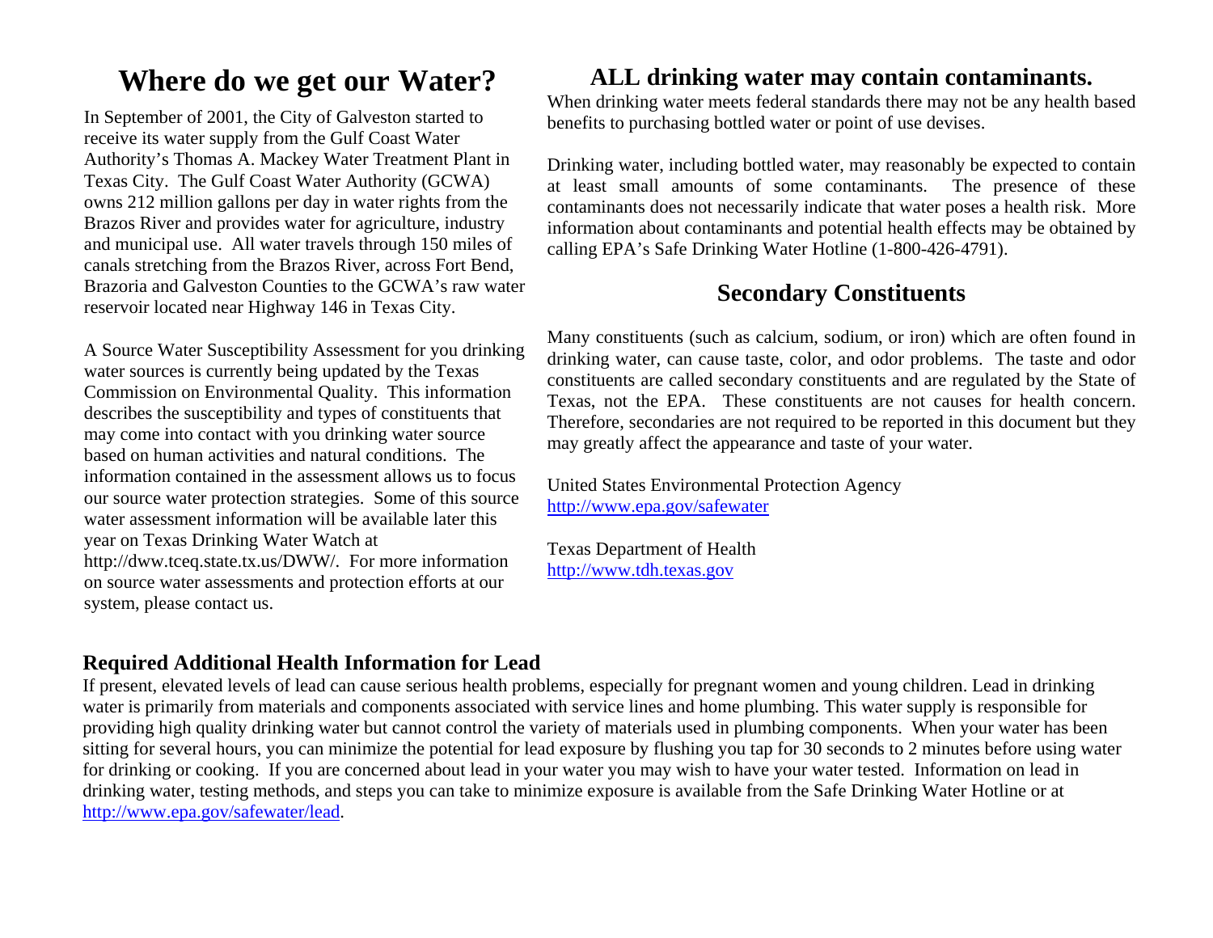# Where do we get our Water?

In September of 2001, the City of Galveston started to receive its water supply from the Gulf Coast Water Authority's Thomas A. Mackey Water Treatment Plant in Texas City. The Gulf Coast Water Authority (GCWA) owns 212 million gallons per day in water rights from the Brazos River and provides water for agriculture, industry and municipal use. All water travels through 150 miles of canals stretching from the Brazos River, across Fort Bend, Brazoria and Galveston Counties to the GCWA's raw water reservoir located near Highway 146 in Texas City.

A Source Water Susceptibility Assessment for you drinking water sources is currently being updated by the Texas Commission on Environmental Quality. This information describes the susceptibility and types of constituents that may come into contact with you drinking water source based on human activities and natural conditions. The information contained in the assessment allows us to focus our source water protection strategies. Some of this source water assessment information will be available later this year on Texas Drinking Water Watch at http://dww.tceq.state.tx.us/DWW/. For more information on source water assessments and protection efforts at our system, please contact us.

# ALL drinking water may contain contaminants.

When drinking water meets federal standards there may not be any health based benefits to purchasing bottled water or point of use devises.

Drinking water, including bottled water, may reasonably be expected to contain at least small amounts of some contaminants. The presence of these contaminants does not necessarily indicate that water poses a health risk. More information about contaminants and potential health effects may be obtained by calling EPA's Safe Drinking Water Hotline (1-800-426-4791).

## Secondary Constituents

Many constituents (such as calcium, sodium, or iron) which are often found in drinking water, can cause taste, color, and odor problems. The taste and odor constituents are called secondary constituents and are regulated by the State of Texas, not the EPA. These constituents are not causes for health concern. Therefore, secondaries are not required to be reported in this document but they may greatly affect the appearance and taste of your water.

United States Environmental Protection Agency
http://www.epa.gov/safewater

Texas Department of Health
http://www.tdh.texas.gov

### Required Additional Health Information for Lead

If present, elevated levels of lead can cause serious health problems, especially for pregnant women and young children. Lead in drinking water is primarily from materials and components associated with service lines and home plumbing. This water supply is responsible for providing high quality drinking water but cannot control the variety of materials used in plumbing components. When your water has been sitting for several hours, you can minimize the potential for lead exposure by flushing you tap for 30 seconds to 2 minutes before using water for drinking or cooking. If you are concerned about lead in your water you may wish to have your water tested. Information on lead in drinking water, testing methods, and steps you can take to minimize exposure is available from the Safe Drinking Water Hotline or at http://www.epa.gov/safewater/lead.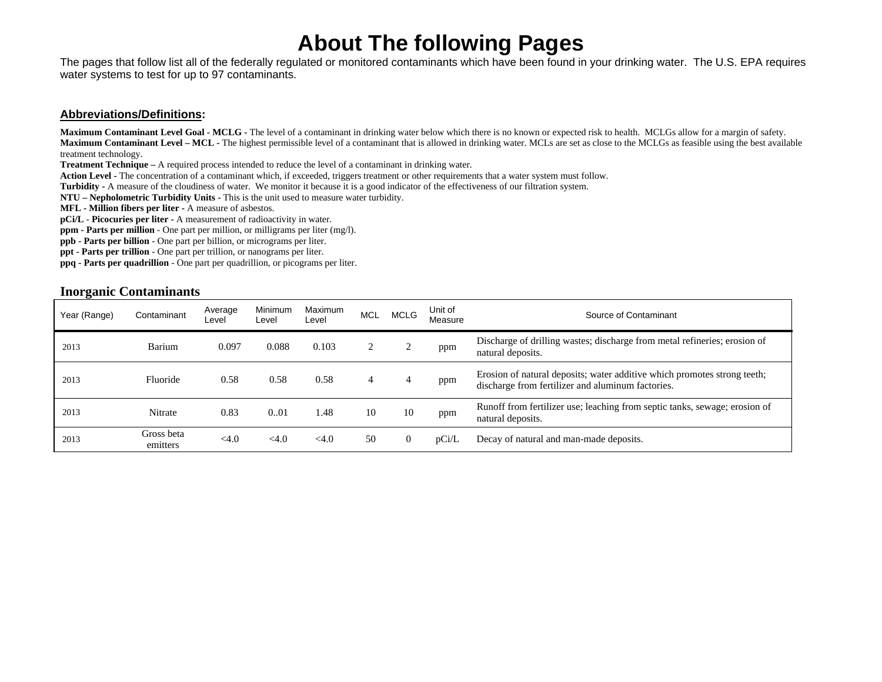# About The following Pages

The pages that follow list all of the federally regulated or monitored contaminants which have been found in your drinking water. The U.S. EPA requires water systems to test for up to 97 contaminants.

## Abbreviations/Definitions:

**Maximum Contaminant Level Goal - MCLG -** The level of a contaminant in drinking water below which there is no known or expected risk to health. MCLGs allow for a margin of safety.
**Maximum Contaminant Level – MCL -** The highest permissible level of a contaminant that is allowed in drinking water. MCLs are set as close to the MCLGs as feasible using the best available treatment technology.
**Treatment Technique –** A required process intended to reduce the level of a contaminant in drinking water.
**Action Level -** The concentration of a contaminant which, if exceeded, triggers treatment or other requirements that a water system must follow.
**Turbidity -** A measure of the cloudiness of water. We monitor it because it is a good indicator of the effectiveness of our filtration system.
**NTU – Nephelometric Turbidity Units -** This is the unit used to measure water turbidity.
**MFL - Million fibers per liter -** A measure of asbestos.
**pCi/L - Picocuries per liter -** A measurement of radioactivity in water.
**ppm - Parts per million** - One part per million, or milligrams per liter (mg/l).
**ppb - Parts per billion** - One part per billion, or micrograms per liter.
**ppt - Parts per trillion** - One part per trillion, or nanograms per liter.
**ppq - Parts per quadrillion** - One part per quadrillion, or picograms per liter.

### Inorganic Contaminants

| Year (Range) | Contaminant | Average Level | Minimum Level | Maximum Level | MCL | MCLG | Unit of Measure | Source of Contaminant |
|---|---|---|---|---|---|---|---|---|
| 2013 | Barium | 0.097 | 0.088 | 0.103 | 2 | 2 | ppm | Discharge of drilling wastes; discharge from metal refineries; erosion of natural deposits. |
| 2013 | Fluoride | 0.58 | 0.58 | 0.58 | 4 | 4 | ppm | Erosion of natural deposits; water additive which promotes strong teeth; discharge from fertilizer and aluminum factories. |
| 2013 | Nitrate | 0.83 | 0..01 | 1.48 | 10 | 10 | ppm | Runoff from fertilizer use; leaching from septic tanks, sewage; erosion of natural deposits. |
| 2013 | Gross beta emitters | <4.0 | <4.0 | <4.0 | 50 | 0 | pCi/L | Decay of natural and man-made deposits. |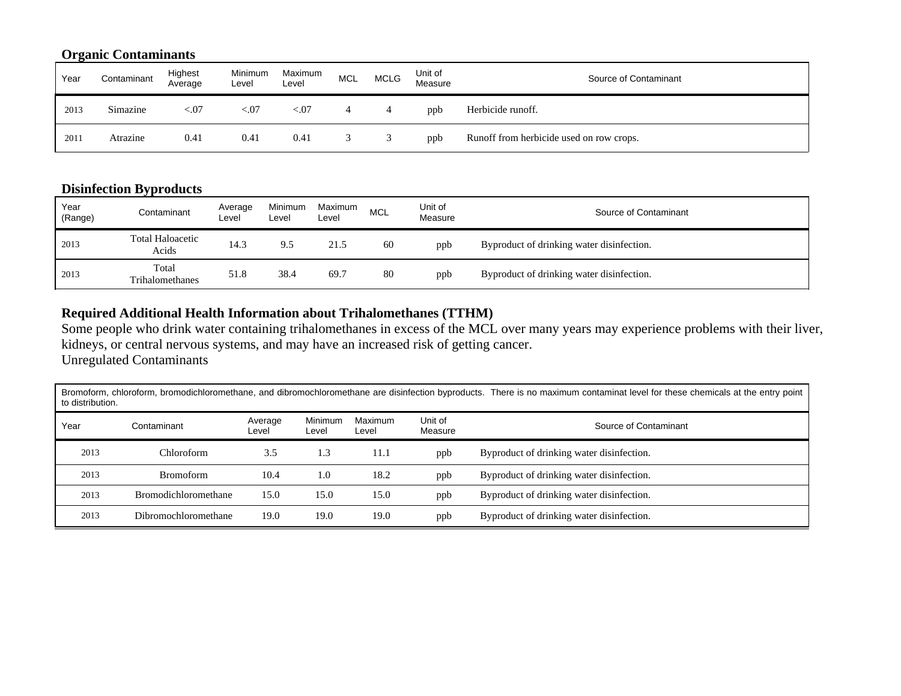### Organic Contaminants

| Year | Contaminant | Highest Average | Minimum Level | Maximum Level | MCL | MCLG | Unit of Measure | Source of Contaminant |
|---|---|---|---|---|---|---|---|---|
| 2013 | Simazine | <.07 | <.07 | <.07 | 4 | 4 | ppb | Herbicide runoff. |
| 2011 | Atrazine | 0.41 | 0.41 | 0.41 | 3 | 3 | ppb | Runoff from herbicide used on row crops. |

### Disinfection Byproducts

| Year (Range) | Contaminant | Average Level | Minimum Level | Maximum Level | MCL | Unit of Measure | Source of Contaminant |
|---|---|---|---|---|---|---|---|
| 2013 | Total Haloacetic Acids | 14.3 | 9.5 | 21.5 | 60 | ppb | Byproduct of drinking water disinfection. |
| 2013 | Total Trihalomethanes | 51.8 | 38.4 | 69.7 | 80 | ppb | Byproduct of drinking water disinfection. |

### Required Additional Health Information about Trihalomethanes (TTHM)

Some people who drink water containing trihalomethanes in excess of the MCL over many years may experience problems with their liver, kidneys, or central nervous systems, and may have an increased risk of getting cancer.

Unregulated Contaminants

Bromoform, chloroform, bromodichloromethane, and dibromochloromethane are disinfection byproducts. There is no maximum contaminat level for these chemicals at the entry point to distribution.

| Year | Contaminant | Average Level | Minimum Level | Maximum Level | Unit of Measure | Source of Contaminant |
|---|---|---|---|---|---|---|
| 2013 | Chloroform | 3.5 | 1.3 | 11.1 | ppb | Byproduct of drinking water disinfection. |
| 2013 | Bromoform | 10.4 | 1.0 | 18.2 | ppb | Byproduct of drinking water disinfection. |
| 2013 | Bromodichloromethane | 15.0 | 15.0 | 15.0 | ppb | Byproduct of drinking water disinfection. |
| 2013 | Dibromochloromethane | 19.0 | 19.0 | 19.0 | ppb | Byproduct of drinking water disinfection. |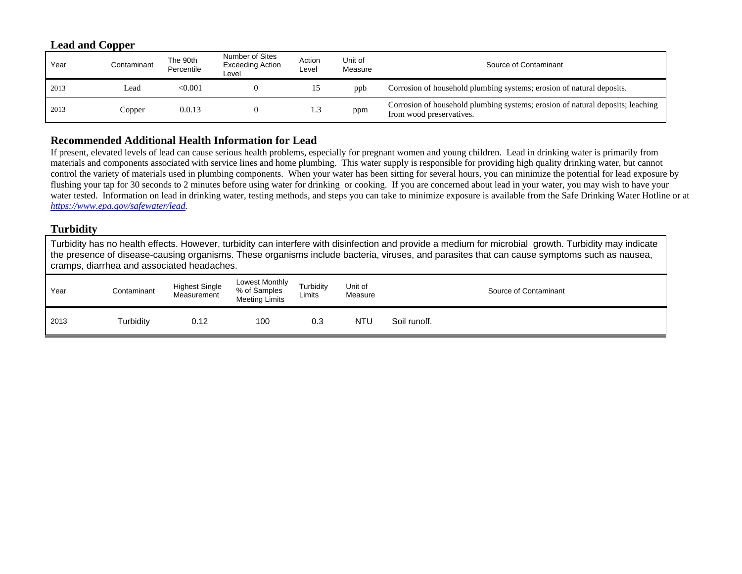## Lead and Copper

| Year | Contaminant | The 90th Percentile | Number of Sites Exceeding Action Level | Action Level | Unit of Measure | Source of Contaminant |
|---|---|---|---|---|---|---|
| 2013 | Lead | <0.001 | 0 | 15 | ppb | Corrosion of household plumbing systems; erosion of natural deposits. |
| 2013 | Copper | 0.0.13 | 0 | 1.3 | ppm | Corrosion of household plumbing systems; erosion of natural deposits; leaching from wood preservatives. |

## Recommended Additional Health Information for Lead

If present, elevated levels of lead can cause serious health problems, especially for pregnant women and young children. Lead in drinking water is primarily from materials and components associated with service lines and home plumbing. This water supply is responsible for providing high quality drinking water, but cannot control the variety of materials used in plumbing components. When your water has been sitting for several hours, you can minimize the potential for lead exposure by flushing your tap for 30 seconds to 2 minutes before using water for drinking or cooking. If you are concerned about lead in your water, you may wish to have your water tested. Information on lead in drinking water, testing methods, and steps you can take to minimize exposure is available from the Safe Drinking Water Hotline or at *https://www.epa.gov/safewater/lead*.

## Turbidity

Turbidity has no health effects. However, turbidity can interfere with disinfection and provide a medium for microbial growth. Turbidity may indicate the presence of disease-causing organisms. These organisms include bacteria, viruses, and parasites that can cause symptoms such as nausea, cramps, diarrhea and associated headaches.

| Year | Contaminant | Highest Single Measurement | Lowest Monthly % of Samples Meeting Limits | Turbidity Limits | Unit of Measure | Source of Contaminant |
|---|---|---|---|---|---|---|
| 2013 | Turbidity | 0.12 | 100 | 0.3 | NTU | Soil runoff. |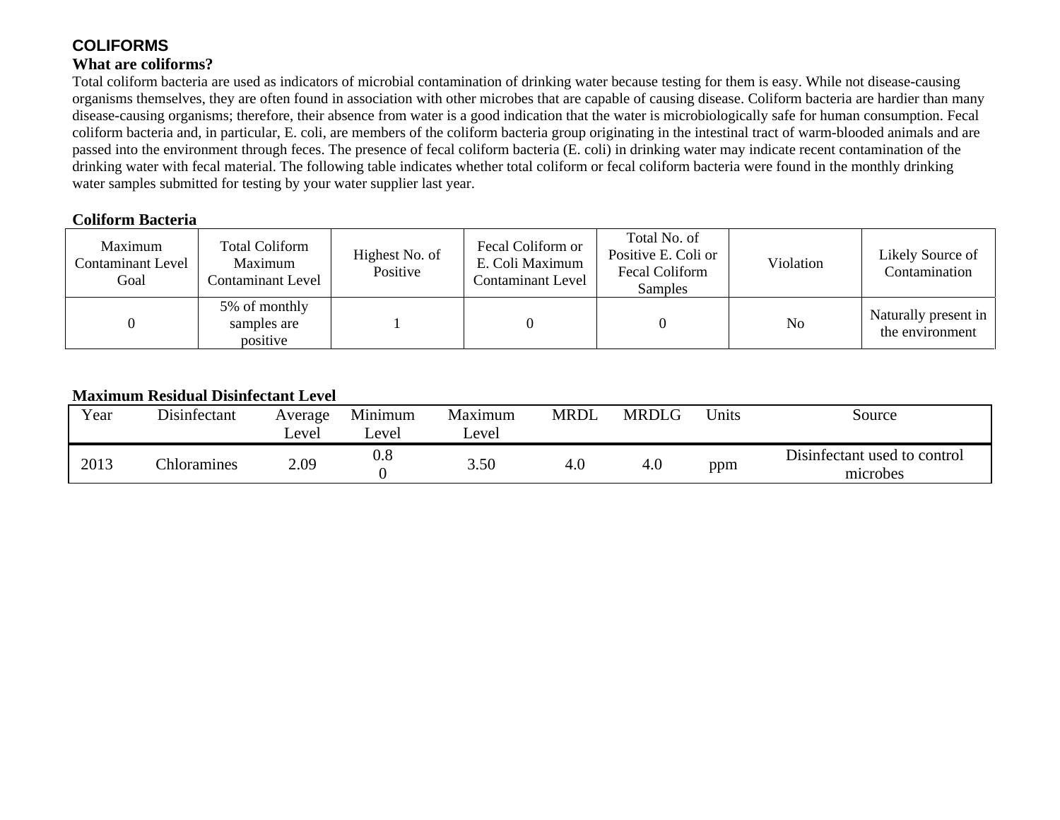## COLIFORMS

### What are coliforms?

Total coliform bacteria are used as indicators of microbial contamination of drinking water because testing for them is easy. While not disease-causing organisms themselves, they are often found in association with other microbes that are capable of causing disease. Coliform bacteria are hardier than many disease-causing organisms; therefore, their absence from water is a good indication that the water is microbiologically safe for human consumption. Fecal coliform bacteria and, in particular, E. coli, are members of the coliform bacteria group originating in the intestinal tract of warm-blooded animals and are passed into the environment through feces. The presence of fecal coliform bacteria (E. coli) in drinking water may indicate recent contamination of the drinking water with fecal material. The following table indicates whether total coliform or fecal coliform bacteria were found in the monthly drinking water samples submitted for testing by your water supplier last year.

**Coliform Bacteria**

| Maximum Contaminant Level Goal | Total Coliform Maximum Contaminant Level | Highest No. of Positive | Fecal Coliform or E. Coli Maximum Contaminant Level | Total No. of Positive E. Coli or Fecal Coliform Samples | Violation | Likely Source of Contamination |
|---|---|---|---|---|---|---|
| 0 | 5% of monthly samples are positive | 1 | 0 | 0 | No | Naturally present in the environment |

**Maximum Residual Disinfectant Level**

| Year | Disinfectant | Average Level | Minimum Level | Maximum Level | MRDL | MRDLG | Units | Source |
|---|---|---|---|---|---|---|---|---|
| 2013 | Chloramines | 2.09 | 0.80 | 3.50 | 4.0 | 4.0 | ppm | Disinfectant used to control microbes |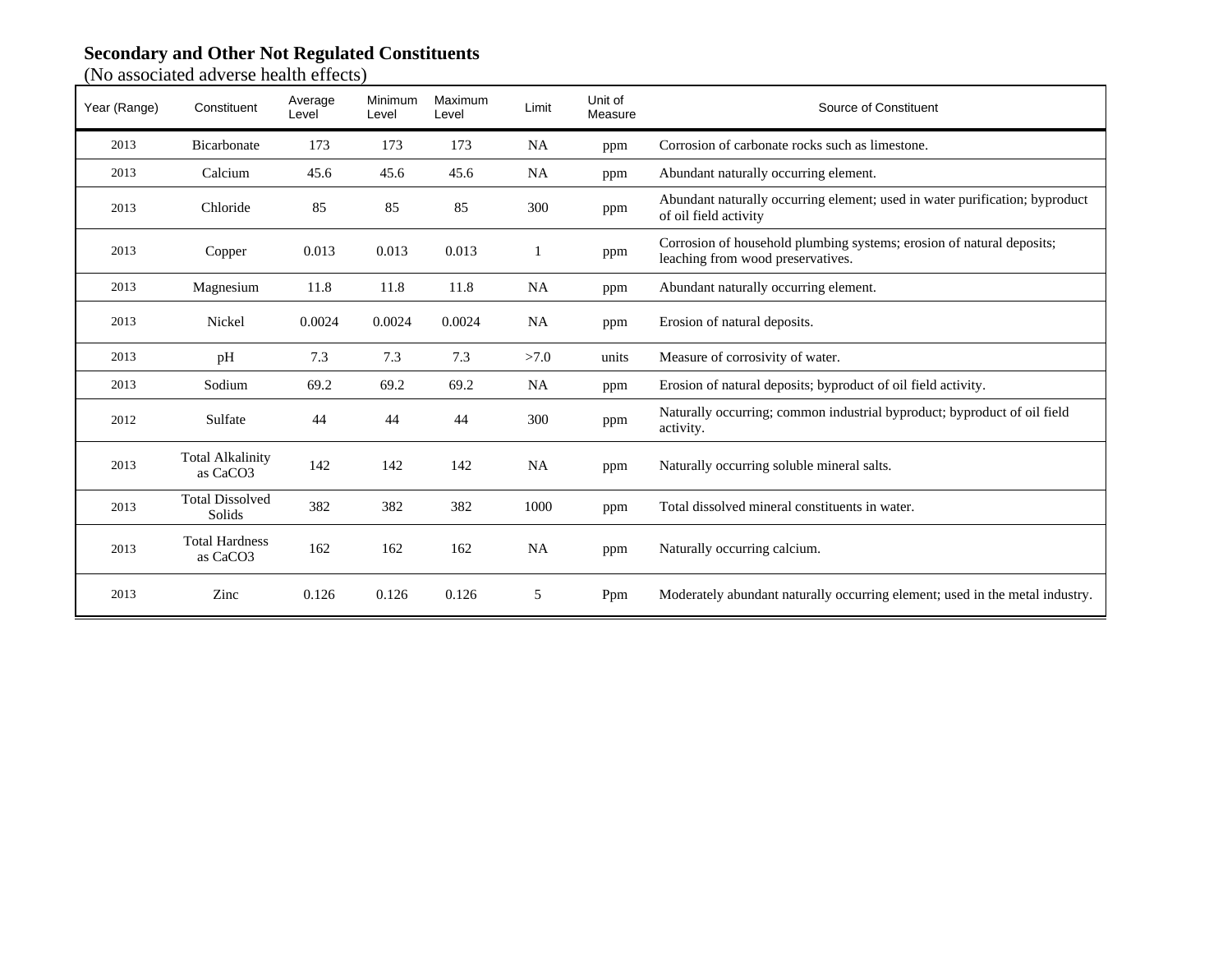**Secondary and Other Not Regulated Constituents**
(No associated adverse health effects)

| Year (Range) | Constituent | Average Level | Minimum Level | Maximum Level | Limit | Unit of Measure | Source of Constituent |
|---|---|---|---|---|---|---|---|
| 2013 | Bicarbonate | 173 | 173 | 173 | NA | ppm | Corrosion of carbonate rocks such as limestone. |
| 2013 | Calcium | 45.6 | 45.6 | 45.6 | NA | ppm | Abundant naturally occurring element. |
| 2013 | Chloride | 85 | 85 | 85 | 300 | ppm | Abundant naturally occurring element; used in water purification; byproduct of oil field activity |
| 2013 | Copper | 0.013 | 0.013 | 0.013 | 1 | ppm | Corrosion of household plumbing systems; erosion of natural deposits; leaching from wood preservatives. |
| 2013 | Magnesium | 11.8 | 11.8 | 11.8 | NA | ppm | Abundant naturally occurring element. |
| 2013 | Nickel | 0.0024 | 0.0024 | 0.0024 | NA | ppm | Erosion of natural deposits. |
| 2013 | pH | 7.3 | 7.3 | 7.3 | >7.0 | units | Measure of corrosivity of water. |
| 2013 | Sodium | 69.2 | 69.2 | 69.2 | NA | ppm | Erosion of natural deposits; byproduct of oil field activity. |
| 2012 | Sulfate | 44 | 44 | 44 | 300 | ppm | Naturally occurring; common industrial byproduct; byproduct of oil field activity. |
| 2013 | Total Alkalinity as $CaCO_3$ | 142 | 142 | 142 | NA | ppm | Naturally occurring soluble mineral salts. |
| 2013 | Total Dissolved Solids | 382 | 382 | 382 | 1000 | ppm | Total dissolved mineral constituents in water. |
| 2013 | Total Hardness as $CaCO_3$ | 162 | 162 | 162 | NA | ppm | Naturally occurring calcium. |
| 2013 | Zinc | 0.126 | 0.126 | 0.126 | 5 | Ppm | Moderately abundant naturally occurring element; used in the metal industry. |